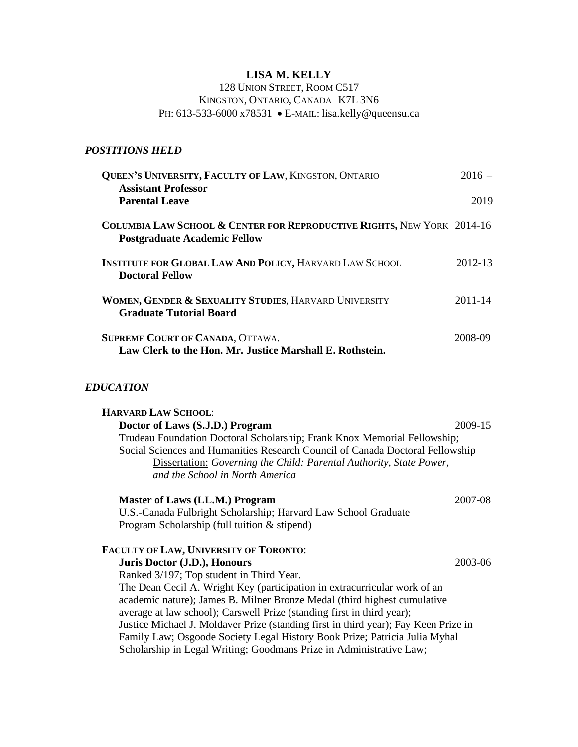# LISA M. KELLY

128 UNION STREET, ROOM C517
KINGSTON, ONTARIO, CANADA K7L 3N6
PH: 613-533-6000 x78531 • E-MAIL: lisa.kelly@queensu.ca

## *POSTITIONS HELD*

**QUEEN'S UNIVERSITY, FACULTY OF LAW**, KINGSTON, ONTARIO — 2016 –
**Assistant Professor**
**Parental Leave** — 2019

**COLUMBIA LAW SCHOOL & CENTER FOR REPRODUCTIVE RIGHTS,** NEW YORK — 2014-16
**Postgraduate Academic Fellow**

**INSTITUTE FOR GLOBAL LAW AND POLICY,** HARVARD LAW SCHOOL — 2012-13
**Doctoral Fellow**

**WOMEN, GENDER & SEXUALITY STUDIES**, HARVARD UNIVERSITY — 2011-14
**Graduate Tutorial Board**

**SUPREME COURT OF CANADA**, OTTAWA. — 2008-09
**Law Clerk to the Hon. Mr. Justice Marshall E. Rothstein.**

## *EDUCATION*

**HARVARD LAW SCHOOL**:

**Doctor of Laws (S.J.D.) Program** — 2009-15
Trudeau Foundation Doctoral Scholarship; Frank Knox Memorial Fellowship; Social Sciences and Humanities Research Council of Canada Doctoral Fellowship
Dissertation: *Governing the Child: Parental Authority, State Power, and the School in North America*

**Master of Laws (LL.M.) Program** — 2007-08
U.S.-Canada Fulbright Scholarship; Harvard Law School Graduate Program Scholarship (full tuition & stipend)

**FACULTY OF LAW, UNIVERSITY OF TORONTO**:

**Juris Doctor (J.D.), Honours** — 2003-06
Ranked 3/197; Top student in Third Year.
The Dean Cecil A. Wright Key (participation in extracurricular work of an academic nature); James B. Milner Bronze Medal (third highest cumulative average at law school); Carswell Prize (standing first in third year); Justice Michael J. Moldaver Prize (standing first in third year); Fay Keen Prize in Family Law; Osgoode Society Legal History Book Prize; Patricia Julia Myhal Scholarship in Legal Writing; Goodmans Prize in Administrative Law;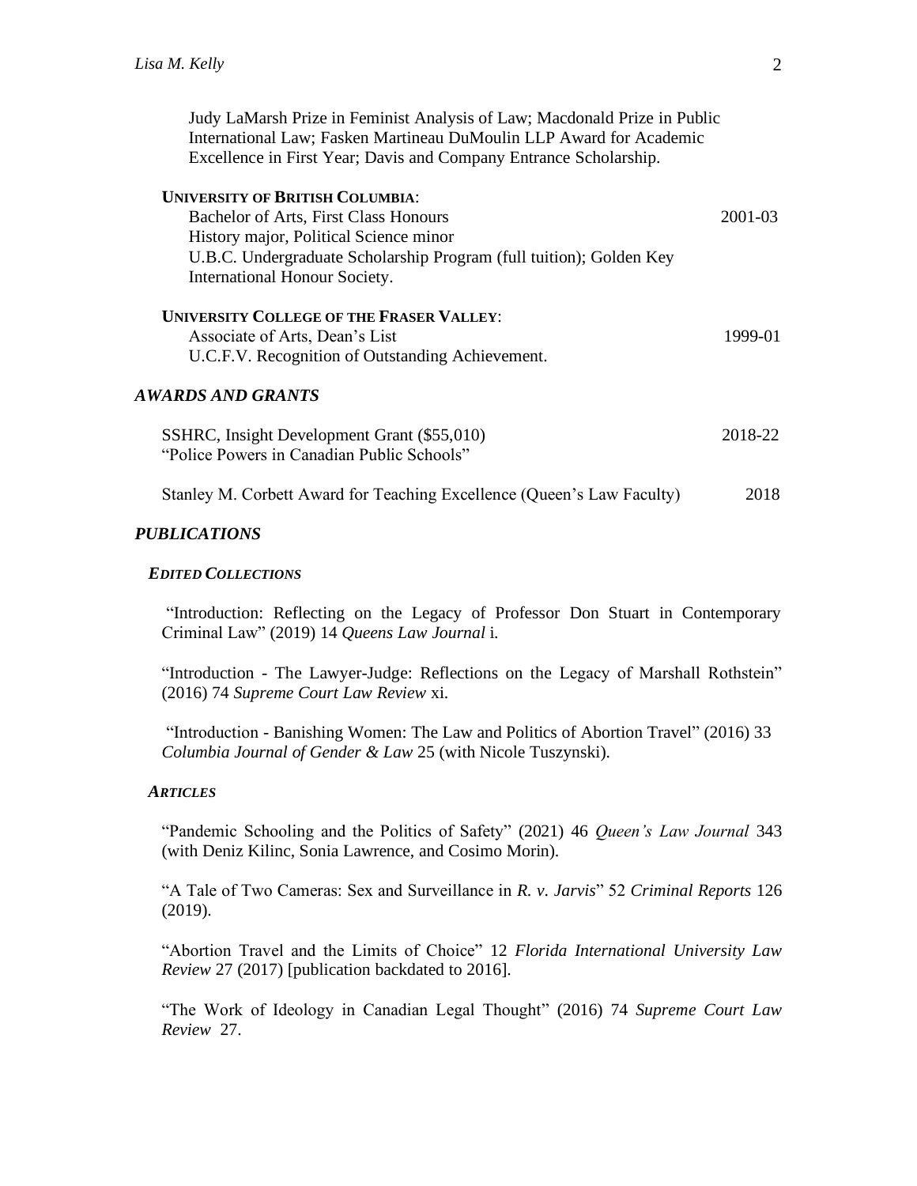Judy LaMarsh Prize in Feminist Analysis of Law; Macdonald Prize in Public International Law; Fasken Martineau DuMoulin LLP Award for Academic Excellence in First Year; Davis and Company Entrance Scholarship.

**University of British Columbia**:
Bachelor of Arts, First Class Honours — 2001-03
History major, Political Science minor
U.B.C. Undergraduate Scholarship Program (full tuition); Golden Key International Honour Society.

**University College of the Fraser Valley**:
Associate of Arts, Dean's List — 1999-01
U.C.F.V. Recognition of Outstanding Achievement.

## *AWARDS AND GRANTS*

SSHRC, Insight Development Grant ($55,010) — 2018-22
"Police Powers in Canadian Public Schools"

Stanley M. Corbett Award for Teaching Excellence (Queen's Law Faculty) — 2018

## *PUBLICATIONS*

### *Edited Collections*

"Introduction: Reflecting on the Legacy of Professor Don Stuart in Contemporary Criminal Law" (2019) 14 *Queens Law Journal* i.

"Introduction - The Lawyer-Judge: Reflections on the Legacy of Marshall Rothstein" (2016) 74 *Supreme Court Law Review* xi.

"Introduction - Banishing Women: The Law and Politics of Abortion Travel" (2016) 33 *Columbia Journal of Gender & Law* 25 (with Nicole Tuszynski).

### *Articles*

"Pandemic Schooling and the Politics of Safety" (2021) 46 *Queen's Law Journal* 343 (with Deniz Kilinc, Sonia Lawrence, and Cosimo Morin).

"A Tale of Two Cameras: Sex and Surveillance in *R. v. Jarvis*" 52 *Criminal Reports* 126 (2019).

"Abortion Travel and the Limits of Choice" 12 *Florida International University Law Review* 27 (2017) [publication backdated to 2016].

"The Work of Ideology in Canadian Legal Thought" (2016) 74 *Supreme Court Law Review* 27.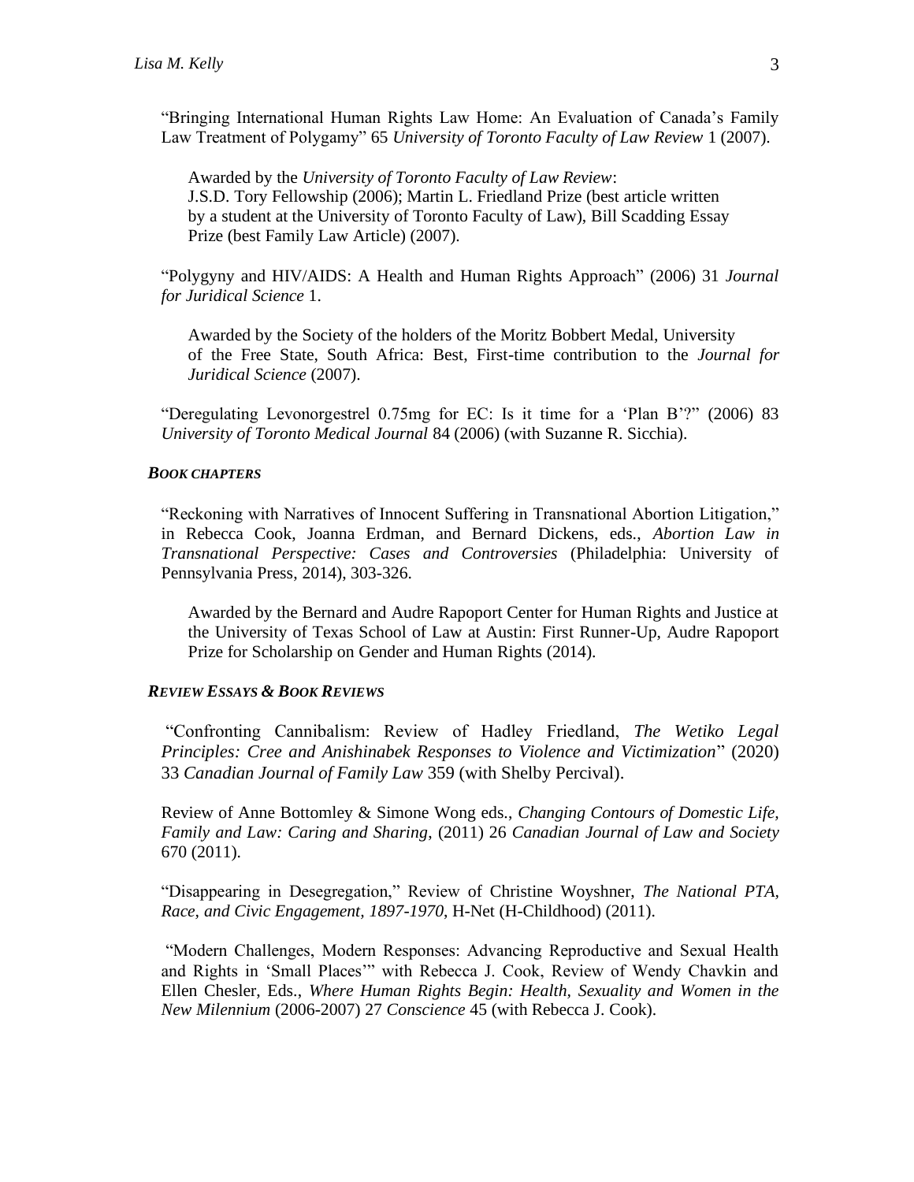"Bringing International Human Rights Law Home: An Evaluation of Canada's Family Law Treatment of Polygamy" 65 *University of Toronto Faculty of Law Review* 1 (2007).

Awarded by the *University of Toronto Faculty of Law Review*:
J.S.D. Tory Fellowship (2006); Martin L. Friedland Prize (best article written by a student at the University of Toronto Faculty of Law), Bill Scadding Essay Prize (best Family Law Article) (2007).

"Polygyny and HIV/AIDS: A Health and Human Rights Approach" (2006) 31 *Journal for Juridical Science* 1.

Awarded by the Society of the holders of the Moritz Bobbert Medal, University of the Free State, South Africa: Best, First-time contribution to the *Journal for Juridical Science* (2007).

"Deregulating Levonorgestrel 0.75mg for EC: Is it time for a 'Plan B'?" (2006) 83 *University of Toronto Medical Journal* 84 (2006) (with Suzanne R. Sicchia).

### *BOOK CHAPTERS*

"Reckoning with Narratives of Innocent Suffering in Transnational Abortion Litigation," in Rebecca Cook, Joanna Erdman, and Bernard Dickens, eds., *Abortion Law in Transnational Perspective: Cases and Controversies* (Philadelphia: University of Pennsylvania Press, 2014), 303-326.

Awarded by the Bernard and Audre Rapoport Center for Human Rights and Justice at the University of Texas School of Law at Austin: First Runner-Up, Audre Rapoport Prize for Scholarship on Gender and Human Rights (2014).

### *REVIEW ESSAYS & BOOK REVIEWS*

"Confronting Cannibalism: Review of Hadley Friedland, *The Wetiko Legal Principles: Cree and Anishinabek Responses to Violence and Victimization*" (2020) 33 *Canadian Journal of Family Law* 359 (with Shelby Percival).

Review of Anne Bottomley & Simone Wong eds., *Changing Contours of Domestic Life, Family and Law: Caring and Sharing*, (2011) 26 *Canadian Journal of Law and Society* 670 (2011).

"Disappearing in Desegregation," Review of Christine Woyshner, *The National PTA, Race, and Civic Engagement, 1897-1970*, H-Net (H-Childhood) (2011).

"Modern Challenges, Modern Responses: Advancing Reproductive and Sexual Health and Rights in 'Small Places'" with Rebecca J. Cook, Review of Wendy Chavkin and Ellen Chesler, Eds., *Where Human Rights Begin: Health, Sexuality and Women in the New Milennium* (2006-2007) 27 *Conscience* 45 (with Rebecca J. Cook).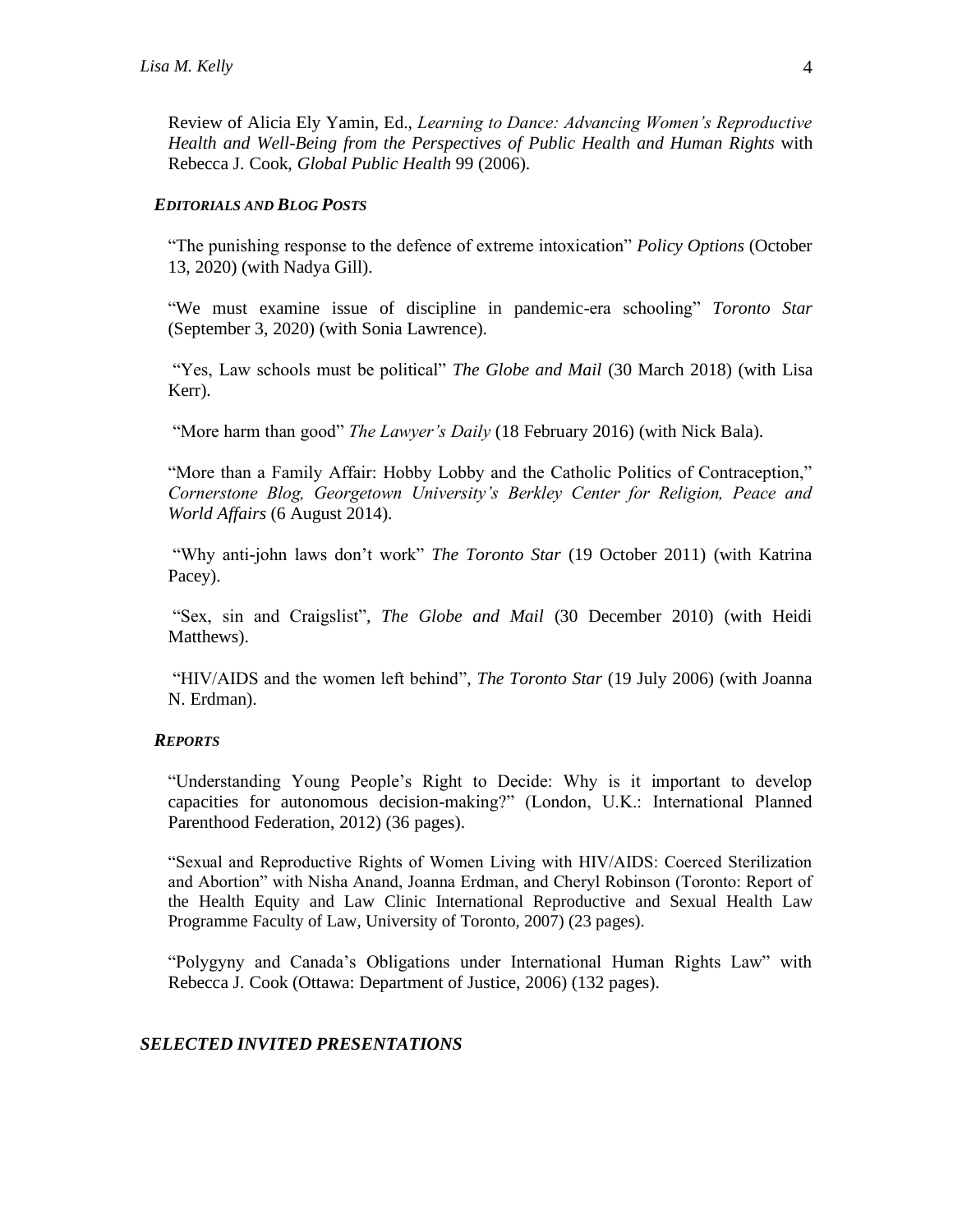Review of Alicia Ely Yamin, Ed., *Learning to Dance: Advancing Women's Reproductive Health and Well-Being from the Perspectives of Public Health and Human Rights* with Rebecca J. Cook, *Global Public Health* 99 (2006).

### *EDITORIALS AND BLOG POSTS*

"The punishing response to the defence of extreme intoxication" *Policy Options* (October 13, 2020) (with Nadya Gill).

"We must examine issue of discipline in pandemic-era schooling" *Toronto Star* (September 3, 2020) (with Sonia Lawrence).

"Yes, Law schools must be political" *The Globe and Mail* (30 March 2018) (with Lisa Kerr).

"More harm than good" *The Lawyer's Daily* (18 February 2016) (with Nick Bala).

"More than a Family Affair: Hobby Lobby and the Catholic Politics of Contraception," *Cornerstone Blog, Georgetown University's Berkley Center for Religion, Peace and World Affairs* (6 August 2014).

"Why anti-john laws don't work" *The Toronto Star* (19 October 2011) (with Katrina Pacey).

"Sex, sin and Craigslist", *The Globe and Mail* (30 December 2010) (with Heidi Matthews).

"HIV/AIDS and the women left behind", *The Toronto Star* (19 July 2006) (with Joanna N. Erdman).

### *REPORTS*

"Understanding Young People's Right to Decide: Why is it important to develop capacities for autonomous decision-making?" (London, U.K.: International Planned Parenthood Federation, 2012) (36 pages).

"Sexual and Reproductive Rights of Women Living with HIV/AIDS: Coerced Sterilization and Abortion" with Nisha Anand, Joanna Erdman, and Cheryl Robinson (Toronto: Report of the Health Equity and Law Clinic International Reproductive and Sexual Health Law Programme Faculty of Law, University of Toronto, 2007) (23 pages).

"Polygyny and Canada's Obligations under International Human Rights Law" with Rebecca J. Cook (Ottawa: Department of Justice, 2006) (132 pages).

## *SELECTED INVITED PRESENTATIONS*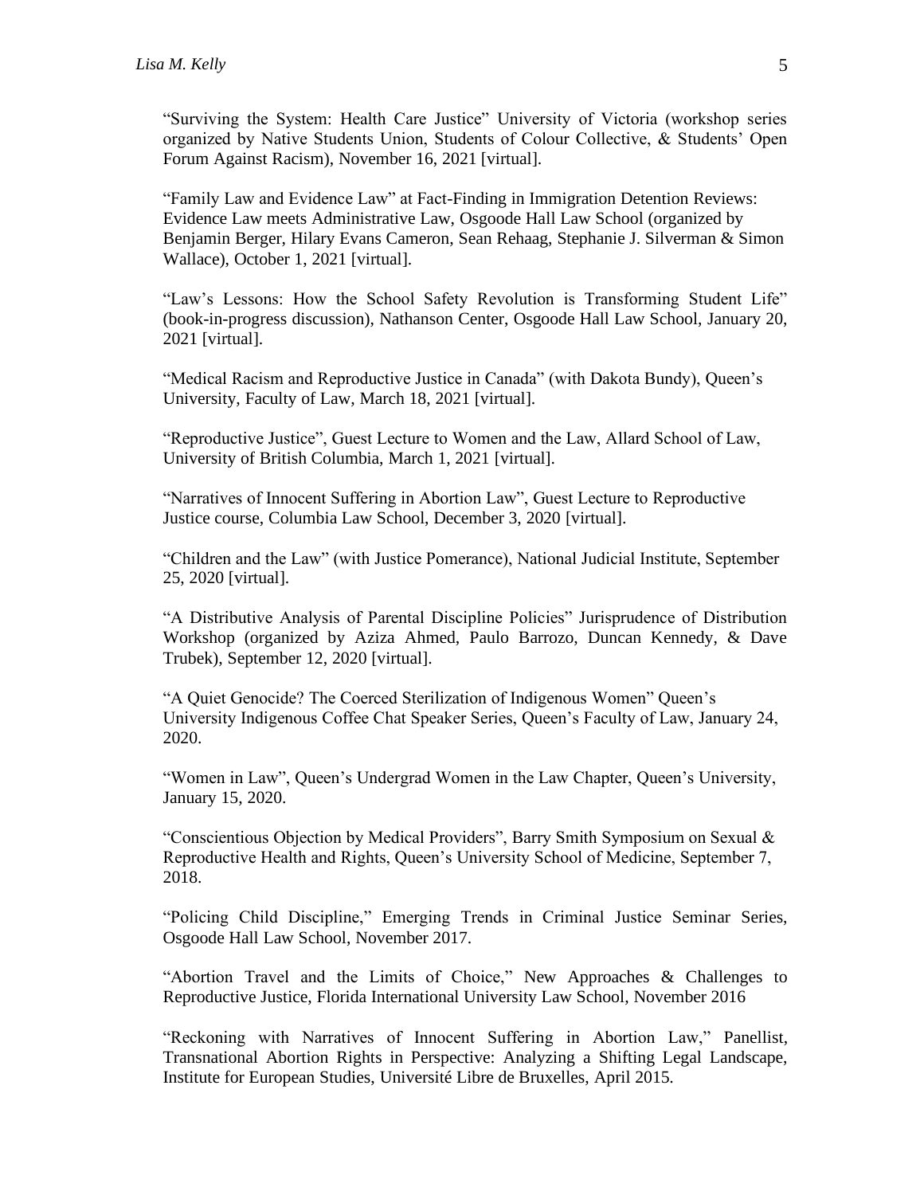"Surviving the System: Health Care Justice" University of Victoria (workshop series organized by Native Students Union, Students of Colour Collective, & Students' Open Forum Against Racism), November 16, 2021 [virtual].

"Family Law and Evidence Law" at Fact-Finding in Immigration Detention Reviews: Evidence Law meets Administrative Law, Osgoode Hall Law School (organized by Benjamin Berger, Hilary Evans Cameron, Sean Rehaag, Stephanie J. Silverman & Simon Wallace), October 1, 2021 [virtual].

"Law's Lessons: How the School Safety Revolution is Transforming Student Life" (book-in-progress discussion), Nathanson Center, Osgoode Hall Law School, January 20, 2021 [virtual].

"Medical Racism and Reproductive Justice in Canada" (with Dakota Bundy), Queen's University, Faculty of Law, March 18, 2021 [virtual].

"Reproductive Justice", Guest Lecture to Women and the Law, Allard School of Law, University of British Columbia, March 1, 2021 [virtual].

"Narratives of Innocent Suffering in Abortion Law", Guest Lecture to Reproductive Justice course, Columbia Law School, December 3, 2020 [virtual].

"Children and the Law" (with Justice Pomerance), National Judicial Institute, September 25, 2020 [virtual].

"A Distributive Analysis of Parental Discipline Policies" Jurisprudence of Distribution Workshop (organized by Aziza Ahmed, Paulo Barrozo, Duncan Kennedy, & Dave Trubek), September 12, 2020 [virtual].

"A Quiet Genocide? The Coerced Sterilization of Indigenous Women" Queen's University Indigenous Coffee Chat Speaker Series, Queen's Faculty of Law, January 24, 2020.

"Women in Law", Queen's Undergrad Women in the Law Chapter, Queen's University, January 15, 2020.

"Conscientious Objection by Medical Providers", Barry Smith Symposium on Sexual & Reproductive Health and Rights, Queen's University School of Medicine, September 7, 2018.

"Policing Child Discipline," Emerging Trends in Criminal Justice Seminar Series, Osgoode Hall Law School, November 2017.

"Abortion Travel and the Limits of Choice," New Approaches & Challenges to Reproductive Justice, Florida International University Law School, November 2016

"Reckoning with Narratives of Innocent Suffering in Abortion Law," Panellist, Transnational Abortion Rights in Perspective: Analyzing a Shifting Legal Landscape, Institute for European Studies, Université Libre de Bruxelles, April 2015.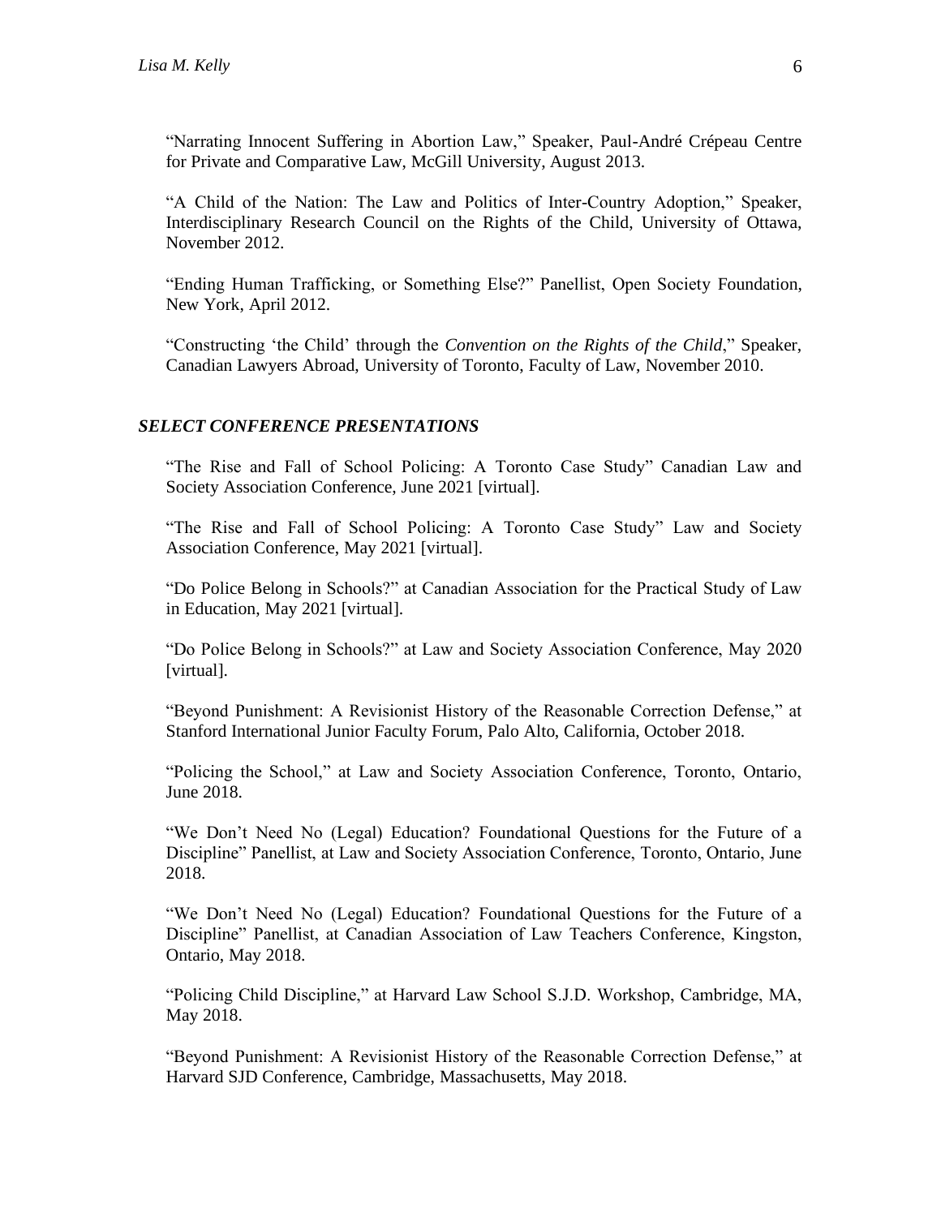"Narrating Innocent Suffering in Abortion Law," Speaker, Paul-André Crépeau Centre for Private and Comparative Law, McGill University, August 2013.

"A Child of the Nation: The Law and Politics of Inter-Country Adoption," Speaker, Interdisciplinary Research Council on the Rights of the Child, University of Ottawa, November 2012.

"Ending Human Trafficking, or Something Else?" Panellist, Open Society Foundation, New York, April 2012.

"Constructing 'the Child' through the *Convention on the Rights of the Child*," Speaker, Canadian Lawyers Abroad, University of Toronto, Faculty of Law, November 2010.

### ***SELECT CONFERENCE PRESENTATIONS***

"The Rise and Fall of School Policing: A Toronto Case Study" Canadian Law and Society Association Conference, June 2021 [virtual].

"The Rise and Fall of School Policing: A Toronto Case Study" Law and Society Association Conference, May 2021 [virtual].

"Do Police Belong in Schools?" at Canadian Association for the Practical Study of Law in Education, May 2021 [virtual].

"Do Police Belong in Schools?" at Law and Society Association Conference, May 2020 [virtual].

"Beyond Punishment: A Revisionist History of the Reasonable Correction Defense," at Stanford International Junior Faculty Forum, Palo Alto, California, October 2018.

"Policing the School," at Law and Society Association Conference, Toronto, Ontario, June 2018.

"We Don't Need No (Legal) Education? Foundational Questions for the Future of a Discipline" Panellist, at Law and Society Association Conference, Toronto, Ontario, June 2018.

"We Don't Need No (Legal) Education? Foundational Questions for the Future of a Discipline" Panellist, at Canadian Association of Law Teachers Conference, Kingston, Ontario, May 2018.

"Policing Child Discipline," at Harvard Law School S.J.D. Workshop, Cambridge, MA, May 2018.

"Beyond Punishment: A Revisionist History of the Reasonable Correction Defense," at Harvard SJD Conference, Cambridge, Massachusetts, May 2018.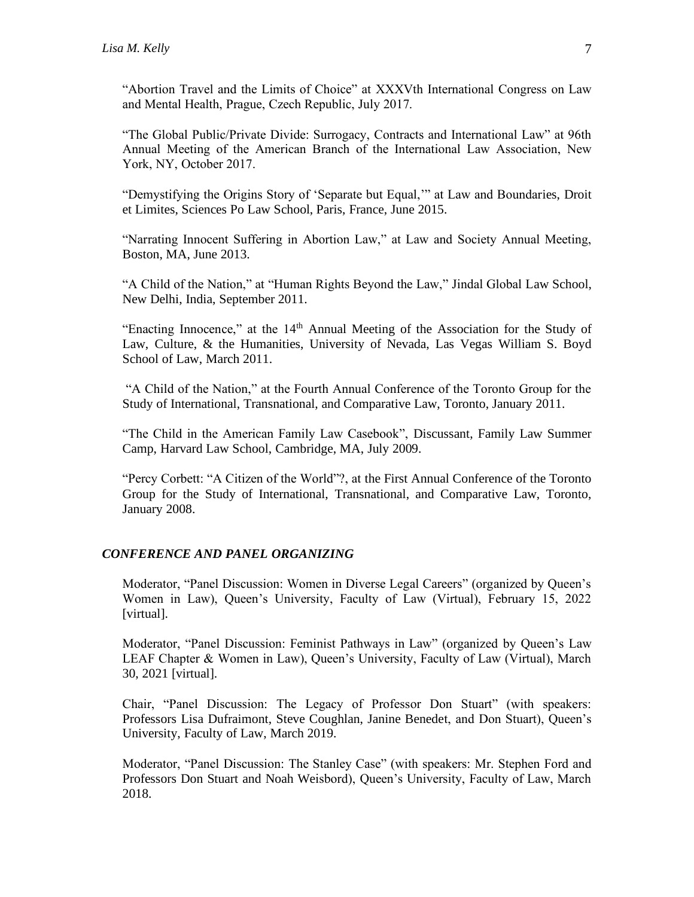"Abortion Travel and the Limits of Choice" at XXXVth International Congress on Law and Mental Health, Prague, Czech Republic, July 2017.

"The Global Public/Private Divide: Surrogacy, Contracts and International Law" at 96th Annual Meeting of the American Branch of the International Law Association, New York, NY, October 2017.

"Demystifying the Origins Story of 'Separate but Equal,'" at Law and Boundaries, Droit et Limites, Sciences Po Law School, Paris, France, June 2015.

"Narrating Innocent Suffering in Abortion Law," at Law and Society Annual Meeting, Boston, MA, June 2013.

"A Child of the Nation," at "Human Rights Beyond the Law," Jindal Global Law School, New Delhi, India, September 2011.

"Enacting Innocence," at the 14th Annual Meeting of the Association for the Study of Law, Culture, & the Humanities, University of Nevada, Las Vegas William S. Boyd School of Law, March 2011.

"A Child of the Nation," at the Fourth Annual Conference of the Toronto Group for the Study of International, Transnational, and Comparative Law, Toronto, January 2011.

"The Child in the American Family Law Casebook", Discussant, Family Law Summer Camp, Harvard Law School, Cambridge, MA, July 2009.

"Percy Corbett: "A Citizen of the World"?, at the First Annual Conference of the Toronto Group for the Study of International, Transnational, and Comparative Law, Toronto, January 2008.

### *CONFERENCE AND PANEL ORGANIZING*

Moderator, "Panel Discussion: Women in Diverse Legal Careers" (organized by Queen's Women in Law), Queen's University, Faculty of Law (Virtual), February 15, 2022 [virtual].

Moderator, "Panel Discussion: Feminist Pathways in Law" (organized by Queen's Law LEAF Chapter & Women in Law), Queen's University, Faculty of Law (Virtual), March 30, 2021 [virtual].

Chair, "Panel Discussion: The Legacy of Professor Don Stuart" (with speakers: Professors Lisa Dufraimont, Steve Coughlan, Janine Benedet, and Don Stuart), Queen's University, Faculty of Law, March 2019.

Moderator, "Panel Discussion: The Stanley Case" (with speakers: Mr. Stephen Ford and Professors Don Stuart and Noah Weisbord), Queen's University, Faculty of Law, March 2018.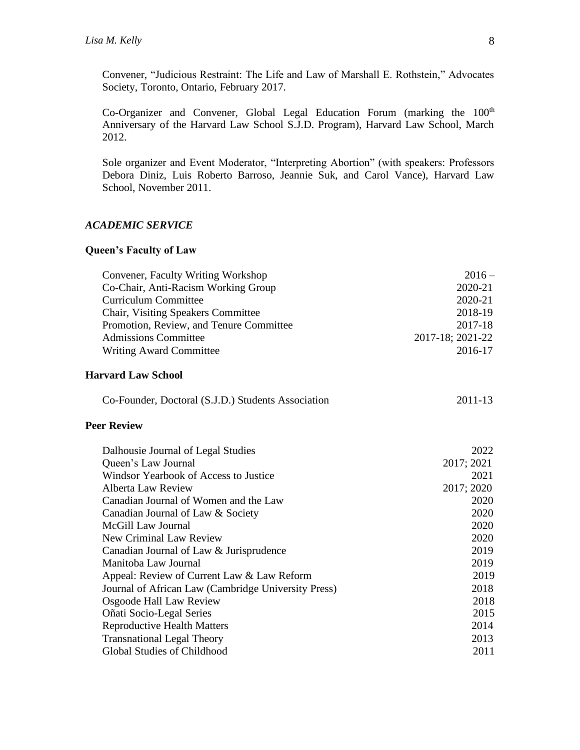Convener, "Judicious Restraint: The Life and Law of Marshall E. Rothstein," Advocates Society, Toronto, Ontario, February 2017.

Co-Organizer and Convener, Global Legal Education Forum (marking the 100th Anniversary of the Harvard Law School S.J.D. Program), Harvard Law School, March 2012.

Sole organizer and Event Moderator, "Interpreting Abortion" (with speakers: Professors Debora Diniz, Luis Roberto Barroso, Jeannie Suk, and Carol Vance), Harvard Law School, November 2011.

### *ACADEMIC SERVICE*

#### Queen's Faculty of Law

| | |
|---|---|
| Convener, Faculty Writing Workshop | 2016 – |
| Co-Chair, Anti-Racism Working Group | 2020-21 |
| Curriculum Committee | 2020-21 |
| Chair, Visiting Speakers Committee | 2018-19 |
| Promotion, Review, and Tenure Committee | 2017-18 |
| Admissions Committee | 2017-18; 2021-22 |
| Writing Award Committee | 2016-17 |

#### Harvard Law School

| | |
|---|---|
| Co-Founder, Doctoral (S.J.D.) Students Association | 2011-13 |

#### Peer Review

| | |
|---|---|
| Dalhousie Journal of Legal Studies | 2022 |
| Queen's Law Journal | 2017; 2021 |
| Windsor Yearbook of Access to Justice | 2021 |
| Alberta Law Review | 2017; 2020 |
| Canadian Journal of Women and the Law | 2020 |
| Canadian Journal of Law & Society | 2020 |
| McGill Law Journal | 2020 |
| New Criminal Law Review | 2020 |
| Canadian Journal of Law & Jurisprudence | 2019 |
| Manitoba Law Journal | 2019 |
| Appeal: Review of Current Law & Law Reform | 2019 |
| Journal of African Law (Cambridge University Press) | 2018 |
| Osgoode Hall Law Review | 2018 |
| Oñati Socio-Legal Series | 2015 |
| Reproductive Health Matters | 2014 |
| Transnational Legal Theory | 2013 |
| Global Studies of Childhood | 2011 |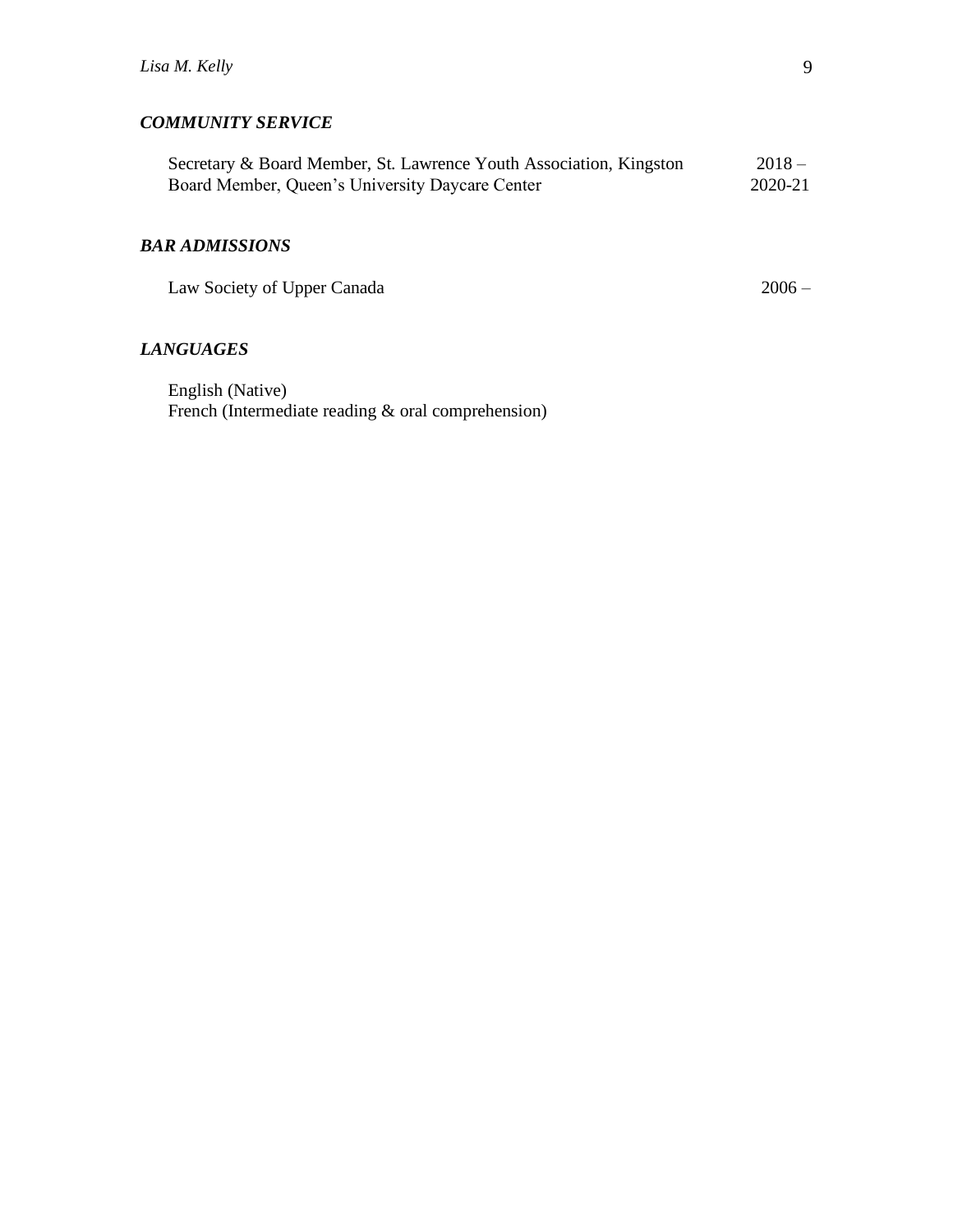### *COMMUNITY SERVICE*

| | |
|---|---|
| Secretary & Board Member, St. Lawrence Youth Association, Kingston | 2018 – |
| Board Member, Queen's University Daycare Center | 2020-21 |

### *BAR ADMISSIONS*

| | |
|---|---|
| Law Society of Upper Canada | 2006 – |

### *LANGUAGES*

English (Native)
French (Intermediate reading & oral comprehension)